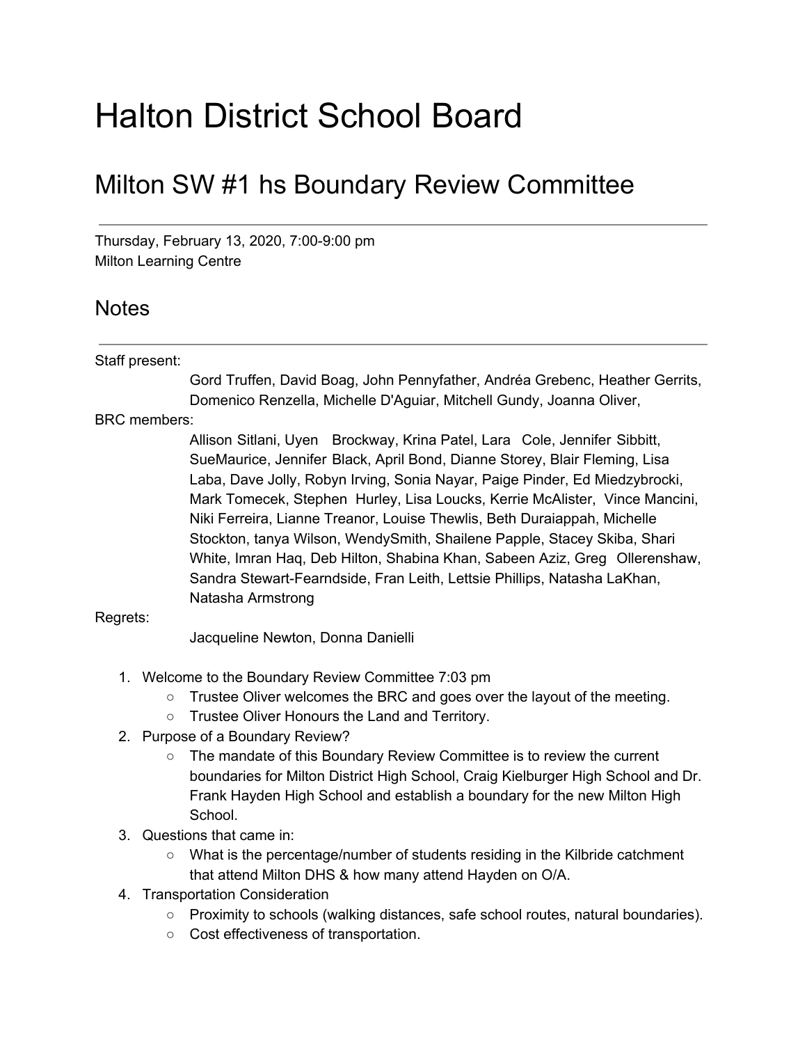# Halton District School Board

## Milton SW #1 hs Boundary Review Committee

---

Thursday, February 13, 2020, 7:00-9:00 pm
Milton Learning Centre

## Notes

---

Staff present:

Gord Truffen, David Boag, John Pennyfather, Andréa Grebenc, Heather Gerrits, Domenico Renzella, Michelle D'Aguiar, Mitchell Gundy, Joanna Oliver,

BRC members:

Allison Sitlani, Uyen Brockway, Krina Patel, Lara Cole, Jennifer Sibbitt, SueMaurice, Jennifer Black, April Bond, Dianne Storey, Blair Fleming, Lisa Laba, Dave Jolly, Robyn Irving, Sonia Nayar, Paige Pinder, Ed Miedzybrocki, Mark Tomecek, Stephen Hurley, Lisa Loucks, Kerrie McAlister, Vince Mancini, Niki Ferreira, Lianne Treanor, Louise Thewlis, Beth Duraiappah, Michelle Stockton, tanya Wilson, WendySmith, Shailene Papple, Stacey Skiba, Shari White, Imran Haq, Deb Hilton, Shabina Khan, Sabeen Aziz, Greg Ollerenshaw, Sandra Stewart-Fearndside, Fran Leith, Lettsie Phillips, Natasha LaKhan, Natasha Armstrong

Regrets:

Jacqueline Newton, Donna Danielli

1. Welcome to the Boundary Review Committee 7:03 pm
   - Trustee Oliver welcomes the BRC and goes over the layout of the meeting.
   - Trustee Oliver Honours the Land and Territory.
2. Purpose of a Boundary Review?
   - The mandate of this Boundary Review Committee is to review the current boundaries for Milton District High School, Craig Kielburger High School and Dr. Frank Hayden High School and establish a boundary for the new Milton High School.
3. Questions that came in:
   - What is the percentage/number of students residing in the Kilbride catchment that attend Milton DHS & how many attend Hayden on O/A.
4. Transportation Consideration
   - Proximity to schools (walking distances, safe school routes, natural boundaries).
   - Cost effectiveness of transportation.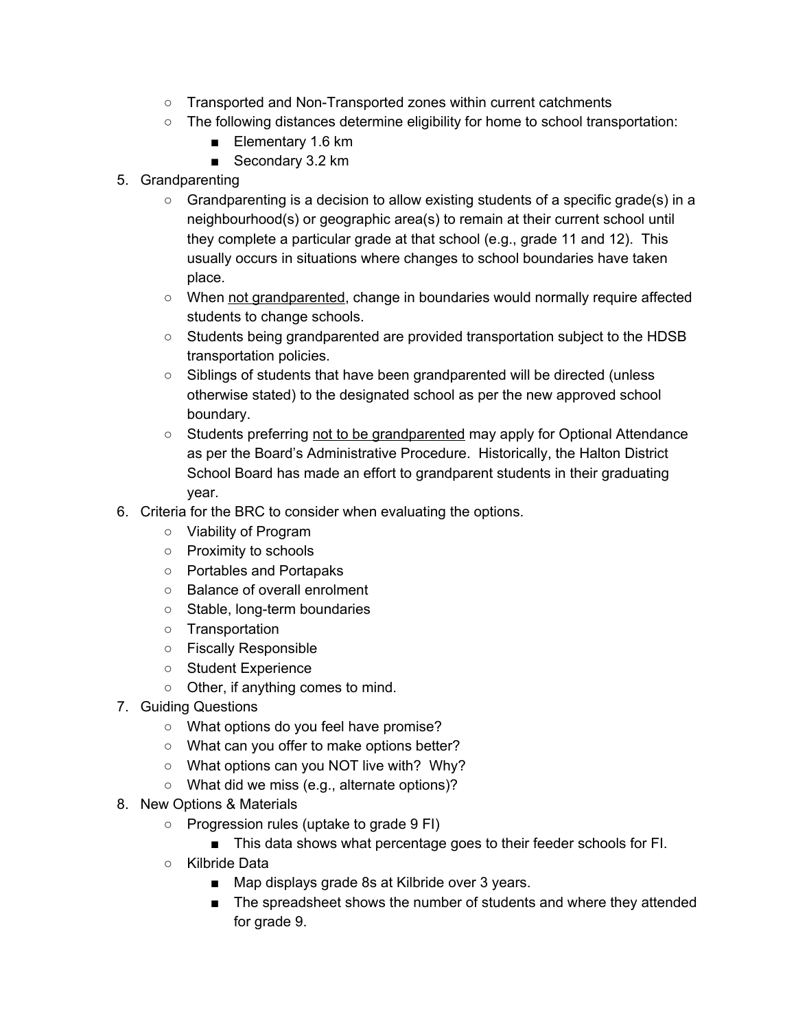- Transported and Non-Transported zones within current catchments
- The following distances determine eligibility for home to school transportation:
  - Elementary 1.6 km
  - Secondary 3.2 km

5. Grandparenting
   - Grandparenting is a decision to allow existing students of a specific grade(s) in a neighbourhood(s) or geographic area(s) to remain at their current school until they complete a particular grade at that school (e.g., grade 11 and 12). This usually occurs in situations where changes to school boundaries have taken place.
   - When not grandparented, change in boundaries would normally require affected students to change schools.
   - Students being grandparented are provided transportation subject to the HDSB transportation policies.
   - Siblings of students that have been grandparented will be directed (unless otherwise stated) to the designated school as per the new approved school boundary.
   - Students preferring not to be grandparented may apply for Optional Attendance as per the Board's Administrative Procedure. Historically, the Halton District School Board has made an effort to grandparent students in their graduating year.
6. Criteria for the BRC to consider when evaluating the options.
   - Viability of Program
   - Proximity to schools
   - Portables and Portapaks
   - Balance of overall enrolment
   - Stable, long-term boundaries
   - Transportation
   - Fiscally Responsible
   - Student Experience
   - Other, if anything comes to mind.
7. Guiding Questions
   - What options do you feel have promise?
   - What can you offer to make options better?
   - What options can you NOT live with? Why?
   - What did we miss (e.g., alternate options)?
8. New Options & Materials
   - Progression rules (uptake to grade 9 FI)
     - This data shows what percentage goes to their feeder schools for FI.
   - Kilbride Data
     - Map displays grade 8s at Kilbride over 3 years.
     - The spreadsheet shows the number of students and where they attended for grade 9.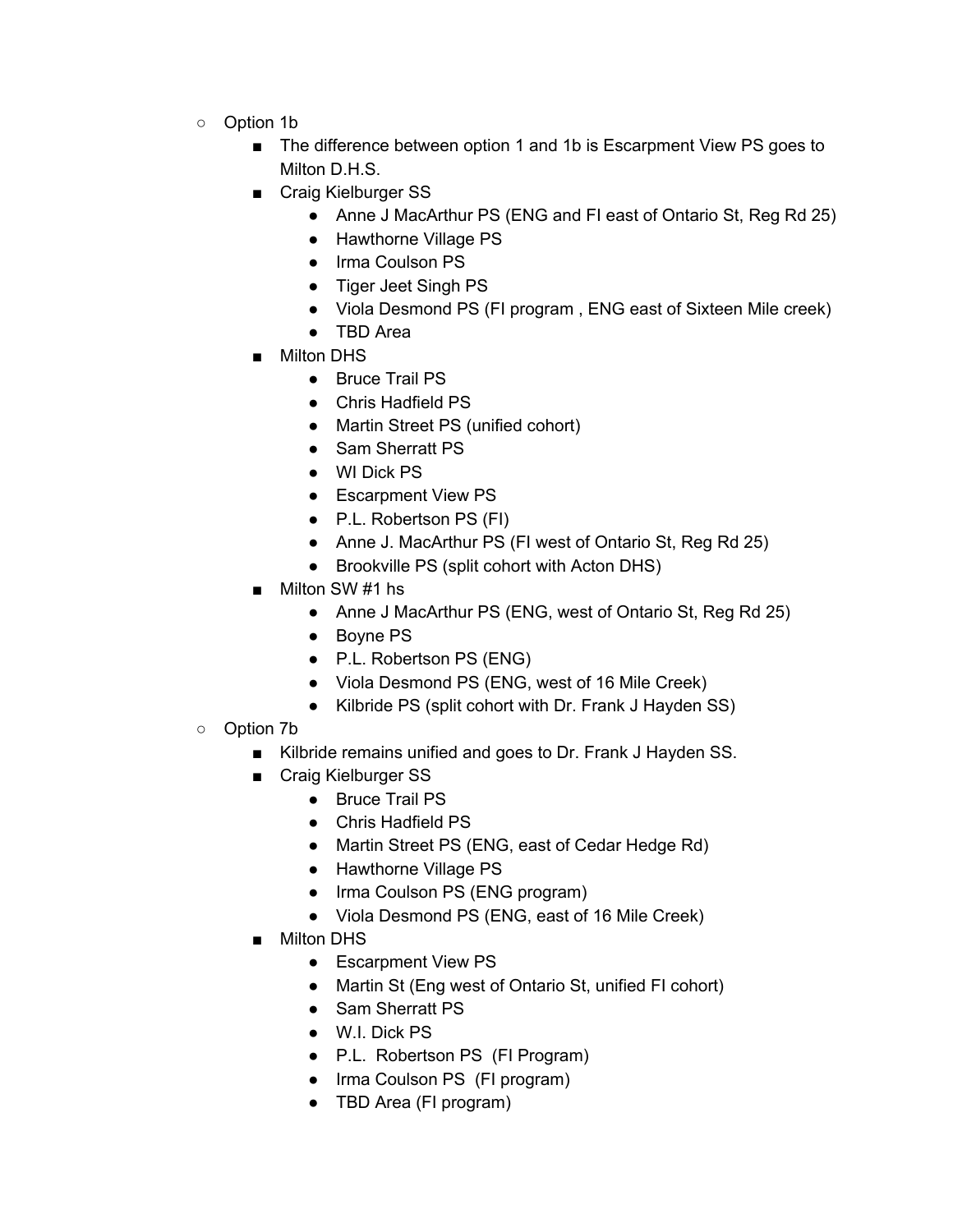- Option 1b
  - The difference between option 1 and 1b is Escarpment View PS goes to Milton D.H.S.
  - Craig Kielburger SS
    - Anne J MacArthur PS (ENG and FI east of Ontario St, Reg Rd 25)
    - Hawthorne Village PS
    - Irma Coulson PS
    - Tiger Jeet Singh PS
    - Viola Desmond PS (FI program , ENG east of Sixteen Mile creek)
    - TBD Area
  - Milton DHS
    - Bruce Trail PS
    - Chris Hadfield PS
    - Martin Street PS (unified cohort)
    - Sam Sherratt PS
    - WI Dick PS
    - Escarpment View PS
    - P.L. Robertson PS (FI)
    - Anne J. MacArthur PS (FI west of Ontario St, Reg Rd 25)
    - Brookville PS (split cohort with Acton DHS)
  - Milton SW #1 hs
    - Anne J MacArthur PS (ENG, west of Ontario St, Reg Rd 25)
    - Boyne PS
    - P.L. Robertson PS (ENG)
    - Viola Desmond PS (ENG, west of 16 Mile Creek)
    - Kilbride PS (split cohort with Dr. Frank J Hayden SS)
- Option 7b
  - Kilbride remains unified and goes to Dr. Frank J Hayden SS.
  - Craig Kielburger SS
    - Bruce Trail PS
    - Chris Hadfield PS
    - Martin Street PS (ENG, east of Cedar Hedge Rd)
    - Hawthorne Village PS
    - Irma Coulson PS (ENG program)
    - Viola Desmond PS (ENG, east of 16 Mile Creek)
  - Milton DHS
    - Escarpment View PS
    - Martin St (Eng west of Ontario St, unified FI cohort)
    - Sam Sherratt PS
    - W.I. Dick PS
    - P.L. Robertson PS (FI Program)
    - Irma Coulson PS (FI program)
    - TBD Area (FI program)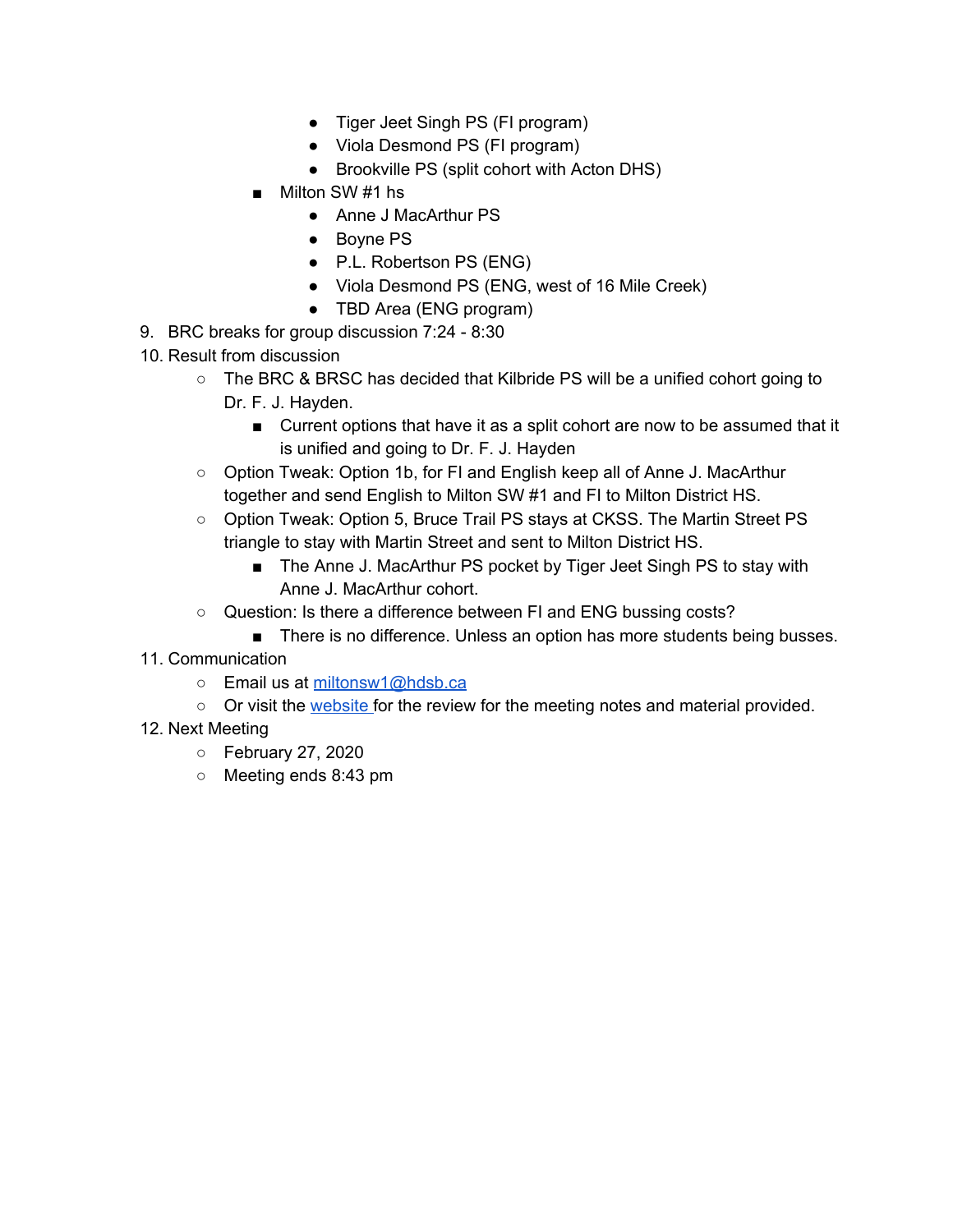- Tiger Jeet Singh PS (FI program)
            - Viola Desmond PS (FI program)
            - Brookville PS (split cohort with Acton DHS)
        - Milton SW #1 hs
            - Anne J MacArthur PS
            - Boyne PS
            - P.L. Robertson PS (ENG)
            - Viola Desmond PS (ENG, west of 16 Mile Creek)
            - TBD Area (ENG program)

9. BRC breaks for group discussion 7:24 - 8:30
10. Result from discussion
    - The BRC & BRSC has decided that Kilbride PS will be a unified cohort going to Dr. F. J. Hayden.
        - Current options that have it as a split cohort are now to be assumed that it is unified and going to Dr. F. J. Hayden
    - Option Tweak: Option 1b, for FI and English keep all of Anne J. MacArthur together and send English to Milton SW #1 and FI to Milton District HS.
    - Option Tweak: Option 5, Bruce Trail PS stays at CKSS. The Martin Street PS triangle to stay with Martin Street and sent to Milton District HS.
        - The Anne J. MacArthur PS pocket by Tiger Jeet Singh PS to stay with Anne J. MacArthur cohort.
    - Question: Is there a difference between FI and ENG bussing costs?
        - There is no difference. Unless an option has more students being busses.
11. Communication
    - Email us at miltonsw1@hdsb.ca
    - Or visit the website for the review for the meeting notes and material provided.
12. Next Meeting
    - February 27, 2020
    - Meeting ends 8:43 pm